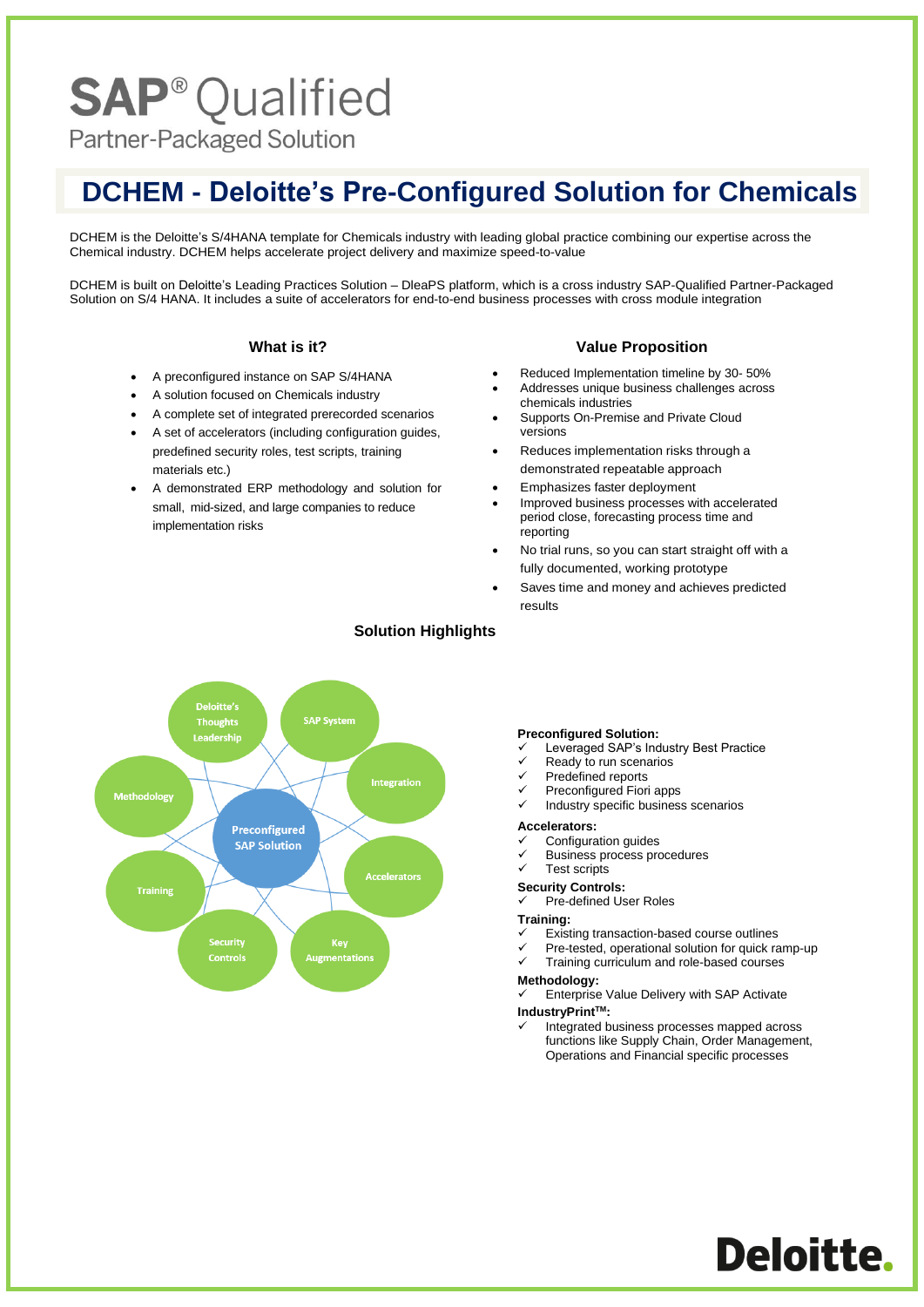**SAP® Qualified**
Partner-Packaged Solution

# DCHEM - Deloitte's Pre-Configured Solution for Chemicals

DCHEM is the Deloitte's S/4HANA template for Chemicals industry with leading global practice combining our expertise across the Chemical industry. DCHEM helps accelerate project delivery and maximize speed-to-value

DCHEM is built on Deloitte's Leading Practices Solution – DleaPS platform, which is a cross industry SAP-Qualified Partner-Packaged Solution on S/4 HANA. It includes a suite of accelerators for end-to-end business processes with cross module integration

## What is it?

- A preconfigured instance on SAP S/4HANA
- A solution focused on Chemicals industry
- A complete set of integrated prerecorded scenarios
- A set of accelerators (including configuration guides, predefined security roles, test scripts, training materials etc.)
- A demonstrated ERP methodology and solution for small, mid-sized, and large companies to reduce implementation risks

## Value Proposition

- Reduced Implementation timeline by 30- 50%
- Addresses unique business challenges across chemicals industries
- Supports On-Premise and Private Cloud versions
- Reduces implementation risks through a demonstrated repeatable approach
- Emphasizes faster deployment
- Improved business processes with accelerated period close, forecasting process time and reporting
- No trial runs, so you can start straight off with a fully documented, working prototype
- Saves time and money and achieves predicted results

## Solution Highlights

Preconfigured SAP Solution: Deloitte's Thoughts Leadership, SAP System, Integration, Accelerators, Key Augmentations, Security Controls, Training, Methodology

**Preconfigured Solution:**
- ✓ Leveraged SAP's Industry Best Practice
- ✓ Ready to run scenarios
- ✓ Predefined reports
- ✓ Preconfigured Fiori apps
- ✓ Industry specific business scenarios

**Accelerators:**
- ✓ Configuration guides
- ✓ Business process procedures
- ✓ Test scripts

**Security Controls:**
- ✓ Pre-defined User Roles

**Training:**
- ✓ Existing transaction-based course outlines
- ✓ Pre-tested, operational solution for quick ramp-up
- ✓ Training curriculum and role-based courses

**Methodology:**
- ✓ Enterprise Value Delivery with SAP Activate

**IndustryPrint™:**
- ✓ Integrated business processes mapped across functions like Supply Chain, Order Management, Operations and Financial specific processes

Deloitte.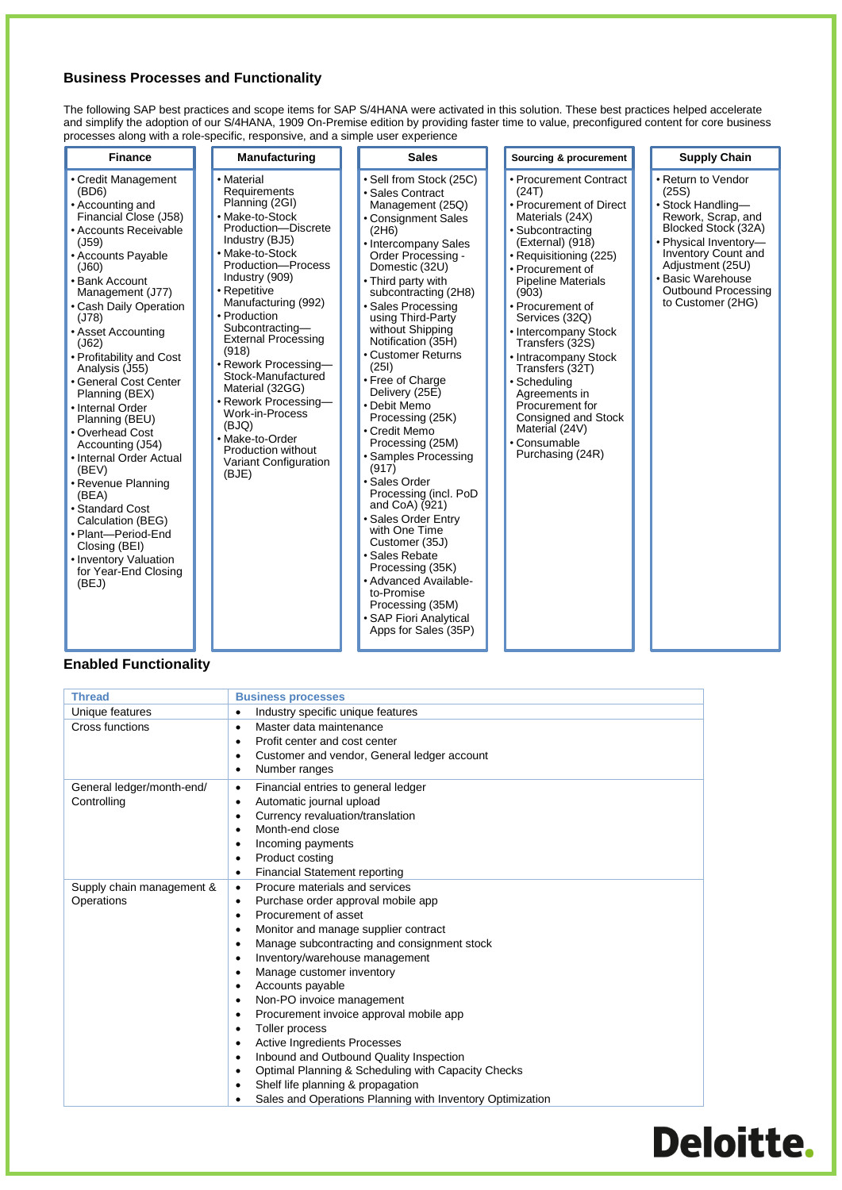## Business Processes and Functionality

The following SAP best practices and scope items for SAP S/4HANA were activated in this solution. These best practices helped accelerate and simplify the adoption of our S/4HANA, 1909 On-Premise edition by providing faster time to value, preconfigured content for core business processes along with a role-specific, responsive, and a simple user experience

| Finance | Manufacturing | Sales | Sourcing & procurement | Supply Chain |
|---|---|---|---|---|
| • Credit Management (BD6)<br>• Accounting and Financial Close (J58)<br>• Accounts Receivable (J59)<br>• Accounts Payable (J60)<br>• Bank Account Management (J77)<br>• Cash Daily Operation (J78)<br>• Asset Accounting (J62)<br>• Profitability and Cost Analysis (J55)<br>• General Cost Center Planning (BEX)<br>• Internal Order Planning (BEU)<br>• Overhead Cost Accounting (J54)<br>• Internal Order Actual (BEV)<br>• Revenue Planning (BEA)<br>• Standard Cost Calculation (BEG)<br>• Plant—Period-End Closing (BEI)<br>• Inventory Valuation for Year-End Closing (BEJ) | • Material Requirements Planning (2GI)<br>• Make-to-Stock Production—Discrete Industry (BJ5)<br>• Make-to-Stock Production—Process Industry (909)<br>• Repetitive Manufacturing (992)<br>• Production Subcontracting—External Processing (918)<br>• Rework Processing—Stock-Manufactured Material (32GG)<br>• Rework Processing—Work-in-Process (BJQ)<br>• Make-to-Order Production without Variant Configuration (BJE) | • Sell from Stock (25C)<br>• Sales Contract Management (25Q)<br>• Consignment Sales (2H6)<br>• Intercompany Sales Order Processing - Domestic (32U)<br>• Third party with subcontracting (2H8)<br>• Sales Processing using Third-Party without Shipping Notification (35H)<br>• Customer Returns (25I)<br>• Free of Charge Delivery (25E)<br>• Debit Memo Processing (25K)<br>• Credit Memo Processing (25M)<br>• Samples Processing (917)<br>• Sales Order Processing (incl. PoD and CoA) (921)<br>• Sales Order Entry with One Time Customer (35J)<br>• Sales Rebate Processing (35K)<br>• Advanced Available-to-Promise Processing (35M)<br>• SAP Fiori Analytical Apps for Sales (35P) | • Procurement Contract (24T)<br>• Procurement of Direct Materials (24X)<br>• Subcontracting (External) (918)<br>• Requisitioning (225)<br>• Procurement of Pipeline Materials (903)<br>• Procurement of Services (32Q)<br>• Intercompany Stock Transfers (32S)<br>• Intracompany Stock Transfers (32T)<br>• Scheduling Agreements in Procurement for Consigned and Stock Material (24V)<br>• Consumable Purchasing (24R) | • Return to Vendor (25S)<br>• Stock Handling—Rework, Scrap, and Blocked Stock (32A)<br>• Physical Inventory—Inventory Count and Adjustment (25U)<br>• Basic Warehouse Outbound Processing to Customer (2HG) |

## Enabled Functionality

| Thread | Business processes |
|---|---|
| Unique features | • Industry specific unique features |
| Cross functions | • Master data maintenance<br>• Profit center and cost center<br>• Customer and vendor, General ledger account<br>• Number ranges |
| General ledger/month-end/ Controlling | • Financial entries to general ledger<br>• Automatic journal upload<br>• Currency revaluation/translation<br>• Month-end close<br>• Incoming payments<br>• Product costing<br>• Financial Statement reporting |
| Supply chain management & Operations | • Procure materials and services<br>• Purchase order approval mobile app<br>• Procurement of asset<br>• Monitor and manage supplier contract<br>• Manage subcontracting and consignment stock<br>• Inventory/warehouse management<br>• Manage customer inventory<br>• Accounts payable<br>• Non-PO invoice management<br>• Procurement invoice approval mobile app<br>• Toller process<br>• Active Ingredients Processes<br>• Inbound and Outbound Quality Inspection<br>• Optimal Planning & Scheduling with Capacity Checks<br>• Shelf life planning & propagation<br>• Sales and Operations Planning with Inventory Optimization |

Deloitte.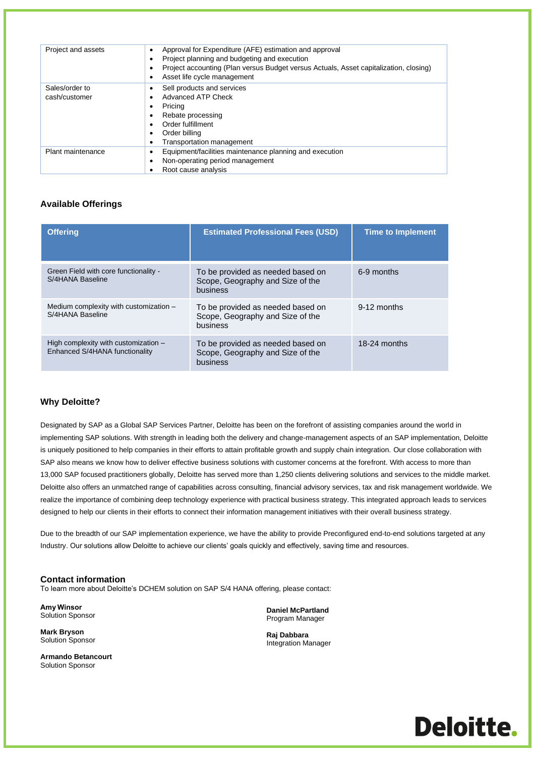| | |
|---|---|
| Project and assets | • Approval for Expenditure (AFE) estimation and approval<br>• Project planning and budgeting and execution<br>• Project accounting (Plan versus Budget versus Actuals, Asset capitalization, closing)<br>• Asset life cycle management |
| Sales/order to cash/customer | • Sell products and services<br>• Advanced ATP Check<br>• Pricing<br>• Rebate processing<br>• Order fulfillment<br>• Order billing<br>• Transportation management |
| Plant maintenance | • Equipment/facilities maintenance planning and execution<br>• Non-operating period management<br>• Root cause analysis |

### Available Offerings

| Offering | Estimated Professional Fees (USD) | Time to Implement |
|---|---|---|
| Green Field with core functionality - S/4HANA Baseline | To be provided as needed based on Scope, Geography and Size of the business | 6-9 months |
| Medium complexity with customization – S/4HANA Baseline | To be provided as needed based on Scope, Geography and Size of the business | 9-12 months |
| High complexity with customization – Enhanced S/4HANA functionality | To be provided as needed based on Scope, Geography and Size of the business | 18-24 months |

### Why Deloitte?

Designated by SAP as a Global SAP Services Partner, Deloitte has been on the forefront of assisting companies around the world in implementing SAP solutions. With strength in leading both the delivery and change-management aspects of an SAP implementation, Deloitte is uniquely positioned to help companies in their efforts to attain profitable growth and supply chain integration. Our close collaboration with SAP also means we know how to deliver effective business solutions with customer concerns at the forefront. With access to more than 13,000 SAP focused practitioners globally, Deloitte has served more than 1,250 clients delivering solutions and services to the middle market. Deloitte also offers an unmatched range of capabilities across consulting, financial advisory services, tax and risk management worldwide. We realize the importance of combining deep technology experience with practical business strategy. This integrated approach leads to services designed to help our clients in their efforts to connect their information management initiatives with their overall business strategy.

Due to the breadth of our SAP implementation experience, we have the ability to provide Preconfigured end-to-end solutions targeted at any Industry. Our solutions allow Deloitte to achieve our clients' goals quickly and effectively, saving time and resources.

### Contact information

To learn more about Deloitte's DCHEM solution on SAP S/4 HANA offering, please contact:

**Amy Winsor**
Solution Sponsor

**Mark Bryson**
Solution Sponsor

**Armando Betancourt**
Solution Sponsor

**Daniel McPartland**
Program Manager

**Raj Dabbara**
Integration Manager

Deloitte.